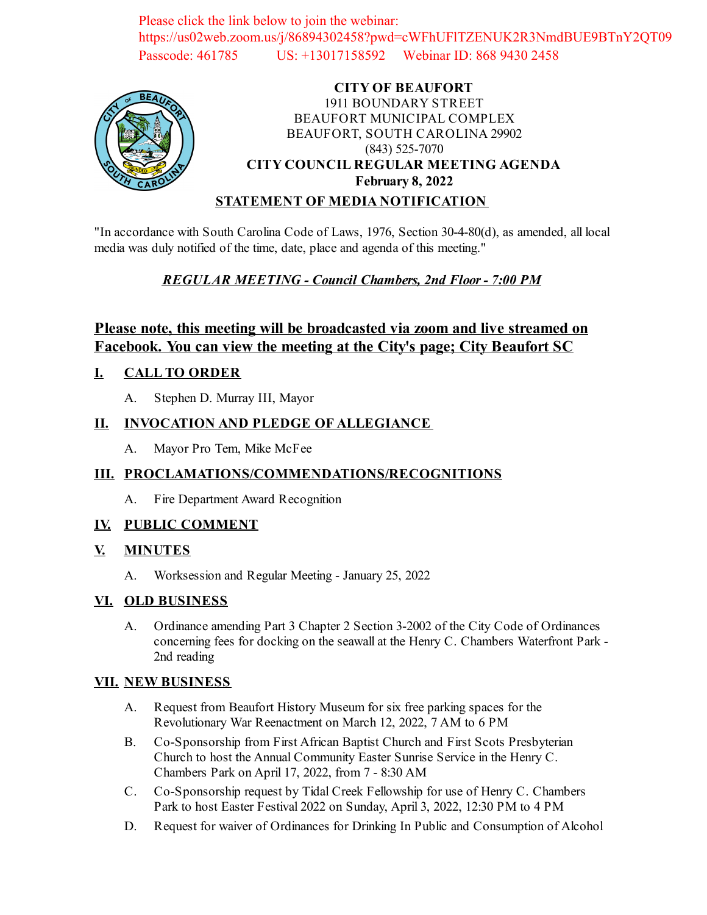Please click the link below to join the webinar:
https://us02web.zoom.us/j/86894302458?pwd=cWFhUFlTZENUK2R3NmdBUE9BTnY2QT09
Passcode: 461785 US: +13017158592 Webinar ID: 868 9430 2458

**CITY OF BEAUFORT**
1911 BOUNDARY STREET
BEAUFORT MUNICIPAL COMPLEX
BEAUFORT, SOUTH CAROLINA 29902
(843) 525-7070
**CITY COUNCIL REGULAR MEETING AGENDA**
**February 8, 2022**

**STATEMENT OF MEDIA NOTIFICATION**

"In accordance with South Carolina Code of Laws, 1976, Section 30-4-80(d), as amended, all local media was duly notified of the time, date, place and agenda of this meeting."

***REGULAR MEETING - Council Chambers, 2nd Floor - 7:00 PM***

## Please note, this meeting will be broadcasted via zoom and live streamed on Facebook. You can view the meeting at the City's page; City Beaufort SC

### I. CALL TO ORDER

A. Stephen D. Murray III, Mayor

### II. INVOCATION AND PLEDGE OF ALLEGIANCE

A. Mayor Pro Tem, Mike McFee

### III. PROCLAMATIONS/COMMENDATIONS/RECOGNITIONS

A. Fire Department Award Recognition

### IV. PUBLIC COMMENT

### V. MINUTES

A. Worksession and Regular Meeting - January 25, 2022

### VI. OLD BUSINESS

A. Ordinance amending Part 3 Chapter 2 Section 3-2002 of the City Code of Ordinances concerning fees for docking on the seawall at the Henry C. Chambers Waterfront Park - 2nd reading

### VII. NEW BUSINESS

A. Request from Beaufort History Museum for six free parking spaces for the Revolutionary War Reenactment on March 12, 2022, 7 AM to 6 PM

B. Co-Sponsorship from First African Baptist Church and First Scots Presbyterian Church to host the Annual Community Easter Sunrise Service in the Henry C. Chambers Park on April 17, 2022, from 7 - 8:30 AM

C. Co-Sponsorship request by Tidal Creek Fellowship for use of Henry C. Chambers Park to host Easter Festival 2022 on Sunday, April 3, 2022, 12:30 PM to 4 PM

D. Request for waiver of Ordinances for Drinking In Public and Consumption of Alcohol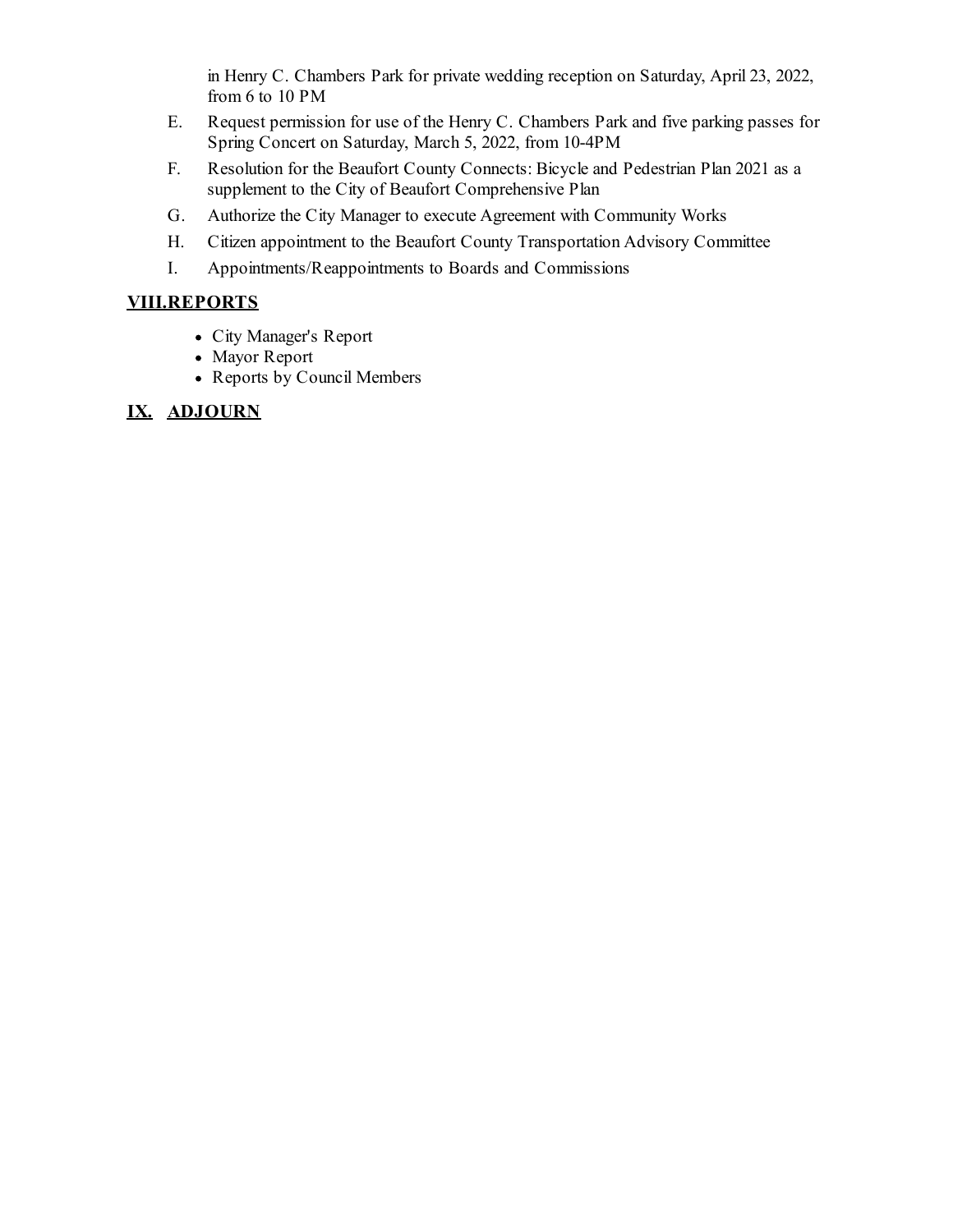in Henry C. Chambers Park for private wedding reception on Saturday, April 23, 2022, from 6 to 10 PM

E. Request permission for use of the Henry C. Chambers Park and five parking passes for Spring Concert on Saturday, March 5, 2022, from 10-4PM

F. Resolution for the Beaufort County Connects: Bicycle and Pedestrian Plan 2021 as a supplement to the City of Beaufort Comprehensive Plan

G. Authorize the City Manager to execute Agreement with Community Works

H. Citizen appointment to the Beaufort County Transportation Advisory Committee

I. Appointments/Reappointments to Boards and Commissions

## VIII. REPORTS

- City Manager's Report
- Mayor Report
- Reports by Council Members

## IX. ADJOURN